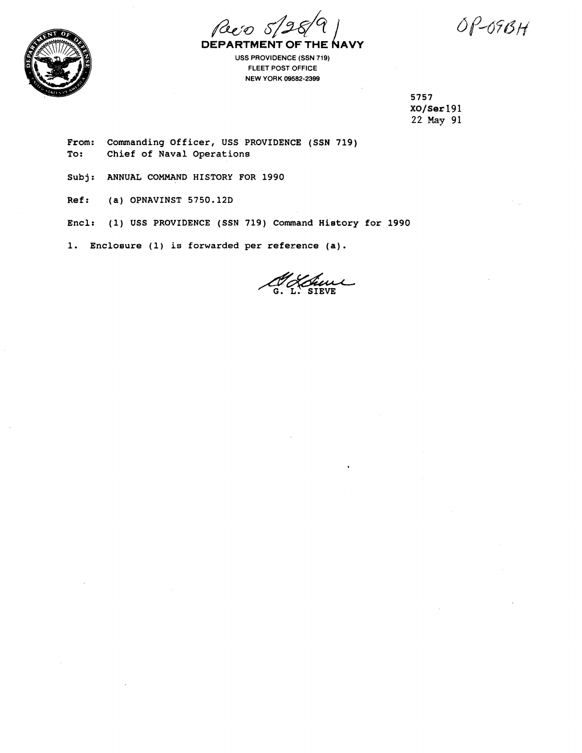Rec'd 5/28/91

OP-09BH

**DEPARTMENT OF THE NAVY**

USS PROVIDENCE (SSN 719)
FLEET POST OFFICE
NEW YORK 09582-2399

5757
XO/Ser 191
22 May 91

From: Commanding Officer, USS PROVIDENCE (SSN 719)
To: Chief of Naval Operations

Subj: ANNUAL COMMAND HISTORY FOR 1990

Ref: (a) OPNAVINST 5750.12D

Encl: (1) USS PROVIDENCE (SSN 719) Command History for 1990

1. Enclosure (1) is forwarded per reference (a).

G. L. SIEVE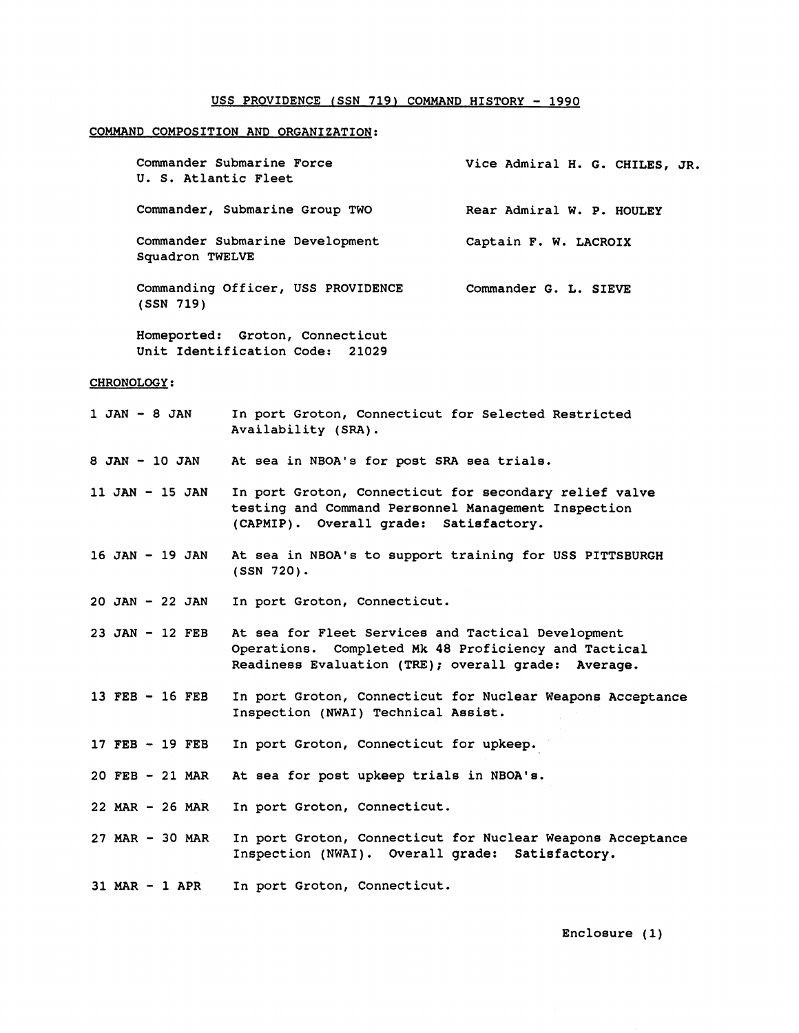# USS PROVIDENCE (SSN 719) COMMAND HISTORY - 1990

## COMMAND COMPOSITION AND ORGANIZATION:

| | |
|---|---|
| Commander Submarine Force U. S. Atlantic Fleet | Vice Admiral H. G. CHILES, JR. |
| Commander, Submarine Group TWO | Rear Admiral W. P. HOULEY |
| Commander Submarine Development Squadron TWELVE | Captain F. W. LACROIX |
| Commanding Officer, USS PROVIDENCE (SSN 719) | Commander G. L. SIEVE |

Homeported: Groton, Connecticut
Unit Identification Code: 21029

## CHRONOLOGY:

| | |
|---|---|
| 1 JAN - 8 JAN | In port Groton, Connecticut for Selected Restricted Availability (SRA). |
| 8 JAN - 10 JAN | At sea in NBOA's for post SRA sea trials. |
| 11 JAN - 15 JAN | In port Groton, Connecticut for secondary relief valve testing and Command Personnel Management Inspection (CAPMIP). Overall grade: Satisfactory. |
| 16 JAN - 19 JAN | At sea in NBOA's to support training for USS PITTSBURGH (SSN 720). |
| 20 JAN - 22 JAN | In port Groton, Connecticut. |
| 23 JAN - 12 FEB | At sea for Fleet Services and Tactical Development Operations. Completed Mk 48 Proficiency and Tactical Readiness Evaluation (TRE); overall grade: Average. |
| 13 FEB - 16 FEB | In port Groton, Connecticut for Nuclear Weapons Acceptance Inspection (NWAI) Technical Assist. |
| 17 FEB - 19 FEB | In port Groton, Connecticut for upkeep. |
| 20 FEB - 21 MAR | At sea for post upkeep trials in NBOA's. |
| 22 MAR - 26 MAR | In port Groton, Connecticut. |
| 27 MAR - 30 MAR | In port Groton, Connecticut for Nuclear Weapons Acceptance Inspection (NWAI). Overall grade: Satisfactory. |
| 31 MAR - 1 APR | In port Groton, Connecticut. |

Enclosure (1)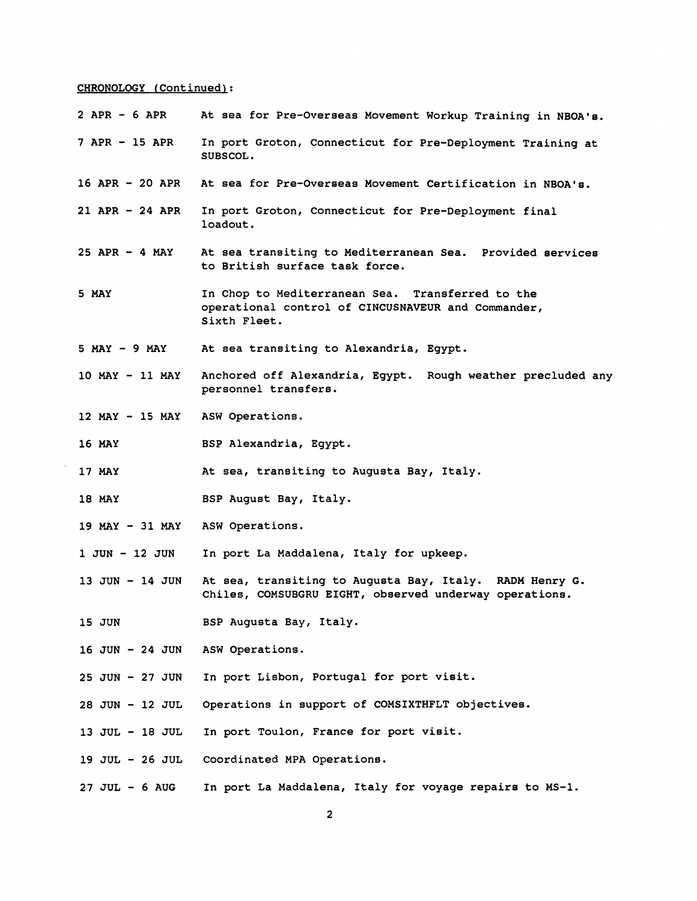CHRONOLOGY (Continued):

| | |
|---|---|
| 2 APR - 6 APR | At sea for Pre-Overseas Movement Workup Training in NBOA's. |
| 7 APR - 15 APR | In port Groton, Connecticut for Pre-Deployment Training at SUBSCOL. |
| 16 APR - 20 APR | At sea for Pre-Overseas Movement Certification in NBOA's. |
| 21 APR - 24 APR | In port Groton, Connecticut for Pre-Deployment final loadout. |
| 25 APR - 4 MAY | At sea transiting to Mediterranean Sea. Provided services to British surface task force. |
| 5 MAY | In Chop to Mediterranean Sea. Transferred to the operational control of CINCUSNAVEUR and Commander, Sixth Fleet. |
| 5 MAY - 9 MAY | At sea transiting to Alexandria, Egypt. |
| 10 MAY - 11 MAY | Anchored off Alexandria, Egypt. Rough weather precluded any personnel transfers. |
| 12 MAY - 15 MAY | ASW Operations. |
| 16 MAY | BSP Alexandria, Egypt. |
| 17 MAY | At sea, transiting to Augusta Bay, Italy. |
| 18 MAY | BSP August Bay, Italy. |
| 19 MAY - 31 MAY | ASW Operations. |
| 1 JUN - 12 JUN | In port La Maddalena, Italy for upkeep. |
| 13 JUN - 14 JUN | At sea, transiting to Augusta Bay, Italy. RADM Henry G. Chiles, COMSUBGRU EIGHT, observed underway operations. |
| 15 JUN | BSP Augusta Bay, Italy. |
| 16 JUN - 24 JUN | ASW Operations. |
| 25 JUN - 27 JUN | In port Lisbon, Portugal for port visit. |
| 28 JUN - 12 JUL | Operations in support of COMSIXTHFLT objectives. |
| 13 JUL - 18 JUL | In port Toulon, France for port visit. |
| 19 JUL - 26 JUL | Coordinated MPA Operations. |
| 27 JUL - 6 AUG | In port La Maddalena, Italy for voyage repairs to MS-1. |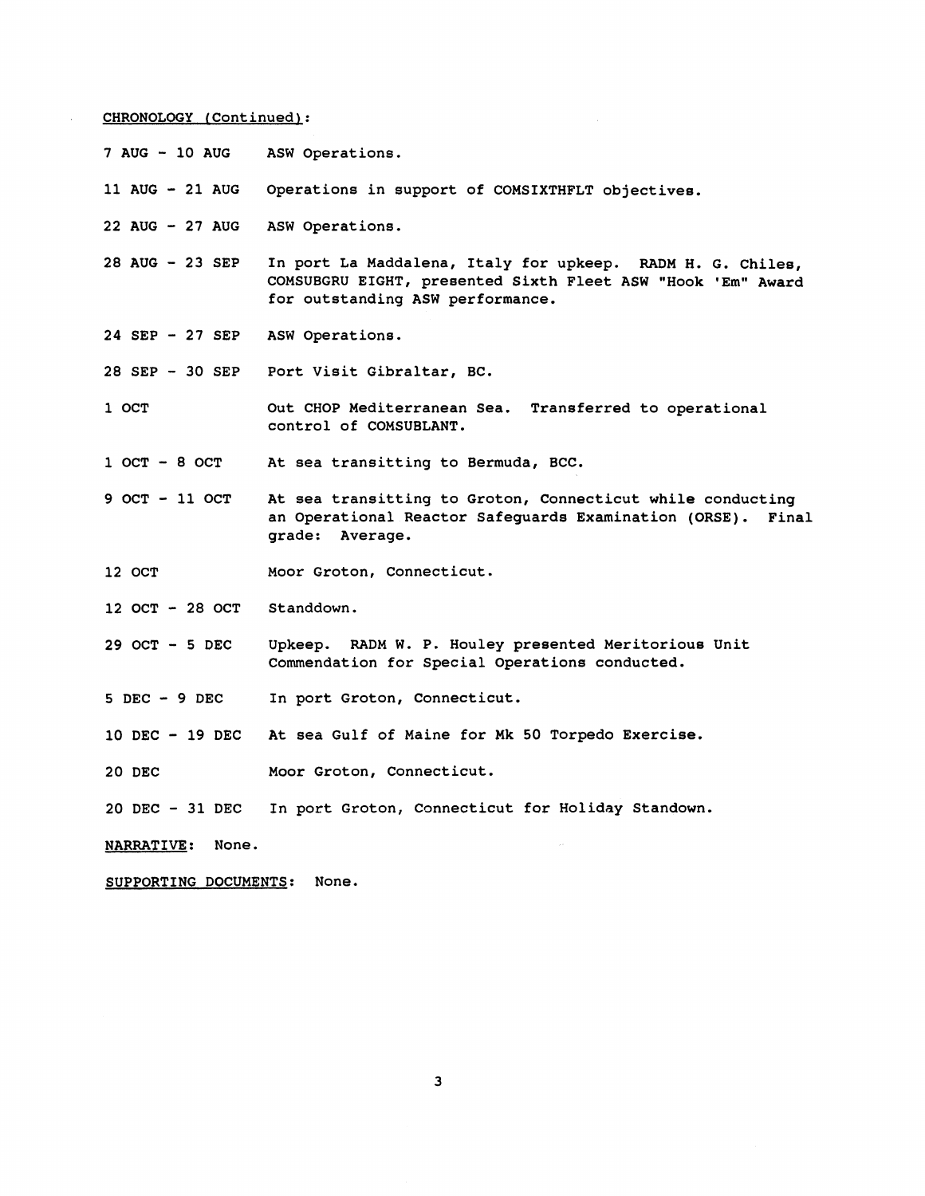CHRONOLOGY (Continued):

| | |
|---|---|
| 7 AUG - 10 AUG | ASW Operations. |
| 11 AUG - 21 AUG | Operations in support of COMSIXTHFLT objectives. |
| 22 AUG - 27 AUG | ASW Operations. |
| 28 AUG - 23 SEP | In port La Maddalena, Italy for upkeep. RADM H. G. Chiles, COMSUBGRU EIGHT, presented Sixth Fleet ASW "Hook 'Em" Award for outstanding ASW performance. |
| 24 SEP - 27 SEP | ASW Operations. |
| 28 SEP - 30 SEP | Port Visit Gibraltar, BC. |
| 1 OCT | Out CHOP Mediterranean Sea. Transferred to operational control of COMSUBLANT. |
| 1 OCT - 8 OCT | At sea transitting to Bermuda, BCC. |
| 9 OCT - 11 OCT | At sea transitting to Groton, Connecticut while conducting an Operational Reactor Safeguards Examination (ORSE). Final grade: Average. |
| 12 OCT | Moor Groton, Connecticut. |
| 12 OCT - 28 OCT | Standdown. |
| 29 OCT - 5 DEC | Upkeep. RADM W. P. Houley presented Meritorious Unit Commendation for Special Operations conducted. |
| 5 DEC - 9 DEC | In port Groton, Connecticut. |
| 10 DEC - 19 DEC | At sea Gulf of Maine for Mk 50 Torpedo Exercise. |
| 20 DEC | Moor Groton, Connecticut. |
| 20 DEC - 31 DEC | In port Groton, Connecticut for Holiday Standown. |

**NARRATIVE**: None.

SUPPORTING DOCUMENTS: None.